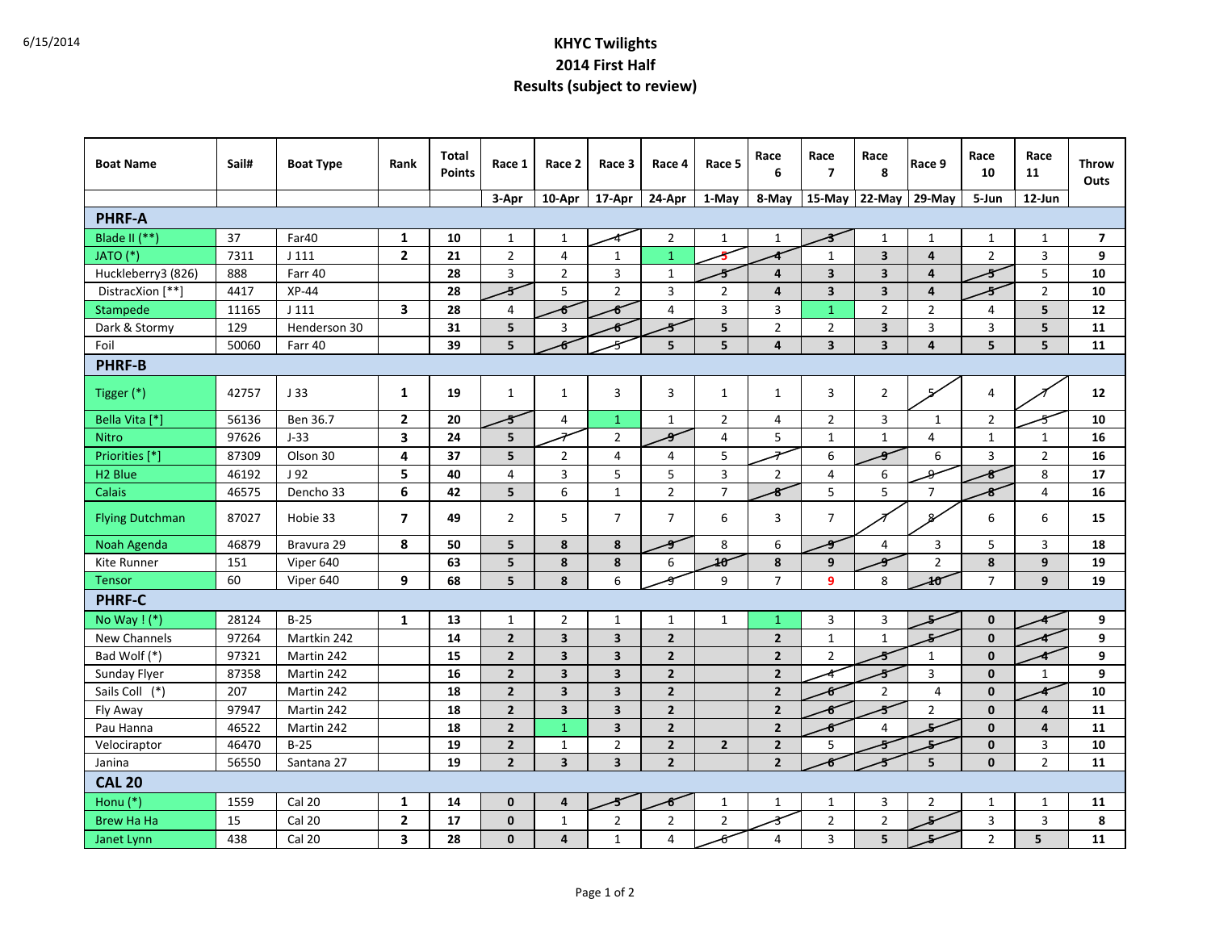6/15/2014

# KHYC Twilights
## 2014 First Half
## Results (subject to review)

| Boat Name | Sail# | Boat Type | Rank | Total Points | Race 1 | Race 2 | Race 3 | Race 4 | Race 5 | Race 6 | Race 7 | Race 8 | Race 9 | Race 10 | Race 11 | Throw Outs |
|---|---|---|---|---|---|---|---|---|---|---|---|---|---|---|---|---|
| | | | | | 3-Apr | 10-Apr | 17-Apr | 24-Apr | 1-May | 8-May | 15-May | 22-May | 29-May | 5-Jun | 12-Jun | |
| **PHRF-A** | | | | | | | | | | | | | | | | |
| Blade II (**) | 37 | Far40 | 1 | 10 | 1 | 1 | 4 | 2 | 1 | 1 | 3 | 1 | 1 | 1 | 1 | 7 |
| JATO (*) | 7311 | J 111 | 2 | 21 | 2 | 4 | 1 | 1 | 5 | 4 | 1 | 3 | 4 | 2 | 3 | 9 |
| Huckleberry3 (826) | 888 | Farr 40 | | 28 | 3 | 2 | 3 | 1 | 5 | 4 | 3 | 3 | 4 | 5 | 5 | 10 |
| DistracXion [**] | 4417 | XP-44 | | 28 | 5 | 5 | 2 | 3 | 2 | 4 | 3 | 3 | 4 | 5 | 2 | 10 |
| Stampede | 11165 | J 111 | 3 | 28 | 4 | 6 | 6 | 4 | 3 | 3 | 1 | 2 | 2 | 4 | 5 | 12 |
| Dark & Stormy | 129 | Henderson 30 | | 31 | 5 | 3 | 6 | 5 | 5 | 2 | 2 | 3 | 3 | 3 | 5 | 11 |
| Foil | 50060 | Farr 40 | | 39 | 5 | 6 | 5 | 5 | 5 | 4 | 3 | 3 | 4 | 5 | 5 | 11 |
| **PHRF-B** | | | | | | | | | | | | | | | | |
| Tigger (*) | 42757 | J 33 | 1 | 19 | 1 | 1 | 3 | 3 | 1 | 1 | 3 | 2 | 5 | 4 | 7 | 12 |
| Bella Vita [*] | 56136 | Ben 36.7 | 2 | 20 | 5 | 4 | 1 | 1 | 2 | 4 | 2 | 3 | 1 | 2 | 5 | 10 |
| Nitro | 97626 | J-33 | 3 | 24 | 5 | 7 | 2 | 9 | 4 | 5 | 1 | 1 | 4 | 1 | 1 | 16 |
| Priorities [*] | 87309 | Olson 30 | 4 | 37 | 5 | 2 | 4 | 4 | 5 | 7 | 6 | 9 | 6 | 3 | 2 | 16 |
| H2 Blue | 46192 | J 92 | 5 | 40 | 4 | 3 | 5 | 5 | 3 | 2 | 4 | 6 | 9 | 8 | 8 | 17 |
| Calais | 46575 | Dencho 33 | 6 | 42 | 5 | 6 | 1 | 2 | 7 | 8 | 5 | 5 | 7 | 8 | 4 | 16 |
| Flying Dutchman | 87027 | Hobie 33 | 7 | 49 | 2 | 5 | 7 | 7 | 6 | 3 | 7 | 7 | 8 | 6 | 6 | 15 |
| Noah Agenda | 46879 | Bravura 29 | 8 | 50 | 5 | 8 | 8 | 9 | 8 | 6 | 9 | 4 | 3 | 5 | 3 | 18 |
| Kite Runner | 151 | Viper 640 | | 63 | 5 | 8 | 8 | 6 | 10 | 8 | 9 | 9 | 2 | 8 | 9 | 19 |
| Tensor | 60 | Viper 640 | 9 | 68 | 5 | 8 | 6 | 9 | 9 | 7 | 9 | 8 | 10 | 7 | 9 | 19 |
| **PHRF-C** | | | | | | | | | | | | | | | | |
| No Way ! (*) | 28124 | B-25 | 1 | 13 | 1 | 2 | 1 | 1 | 1 | 1 | 3 | 3 | 5 | 0 | 4 | 9 |
| New Channels | 97264 | Martkin 242 | | 14 | 2 | 3 | 3 | 2 | | 2 | 1 | 1 | 5 | 0 | 4 | 9 |
| Bad Wolf (*) | 97321 | Martin 242 | | 15 | 2 | 3 | 3 | 2 | | 2 | 2 | 5 | 1 | 0 | 4 | 9 |
| Sunday Flyer | 87358 | Martin 242 | | 16 | 2 | 3 | 3 | 2 | | 2 | 4 | 5 | 3 | 0 | 1 | 9 |
| Sails Coll (*) | 207 | Martin 242 | | 18 | 2 | 3 | 3 | 2 | | 2 | 6 | 2 | 4 | 0 | 4 | 10 |
| Fly Away | 97947 | Martin 242 | | 18 | 2 | 3 | 3 | 2 | | 2 | 6 | 5 | 2 | 0 | 4 | 11 |
| Pau Hanna | 46522 | Martin 242 | | 18 | 2 | 1 | 3 | 2 | | 2 | 6 | 4 | 5 | 0 | 4 | 11 |
| Velociraptor | 46470 | B-25 | | 19 | 2 | 1 | 2 | 2 | 2 | 2 | 5 | 5 | 5 | 0 | 3 | 10 |
| Janina | 56550 | Santana 27 | | 19 | 2 | 3 | 3 | 2 | | 2 | 6 | 5 | 5 | 0 | 2 | 11 |
| **CAL 20** | | | | | | | | | | | | | | | | |
| Honu (*) | 1559 | Cal 20 | 1 | 14 | 0 | 4 | 5 | 6 | 1 | 1 | 1 | 3 | 2 | 1 | 1 | 11 |
| Brew Ha Ha | 15 | Cal 20 | 2 | 17 | 0 | 1 | 2 | 2 | 2 | 3 | 2 | 2 | 5 | 3 | 3 | 8 |
| Janet Lynn | 438 | Cal 20 | 3 | 28 | 0 | 4 | 1 | 4 | 6 | 4 | 3 | 5 | 5 | 2 | 5 | 11 |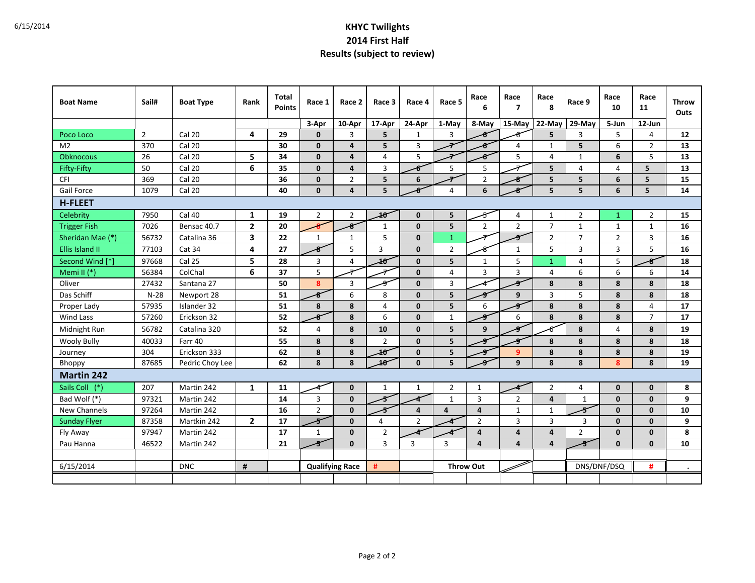**KHYC Twilights**
**2014 First Half**
**Results (subject to review)**

| Boat Name | Sail# | Boat Type | Rank | Total Points | Race 1 | Race 2 | Race 3 | Race 4 | Race 5 | Race 6 | Race 7 | Race 8 | Race 9 | Race 10 | Race 11 | Throw Outs |
|---|---|---|---|---|---|---|---|---|---|---|---|---|---|---|---|---|
| | | | | | 3-Apr | 10-Apr | 17-Apr | 24-Apr | 1-May | 8-May | 15-May | 22-May | 29-May | 5-Jun | 12-Jun | |
| Poco Loco | 2 | Cal 20 | 4 | 29 | 0 | 3 | 5 | 1 | 3 | 6 | 6 | 5 | 3 | 5 | 4 | 12 |
| M2 | 370 | Cal 20 | | 30 | 0 | 4 | 5 | 3 | 7 | 6 | 4 | 1 | 5 | 6 | 2 | 13 |
| Obknocous | 26 | Cal 20 | 5 | 34 | 0 | 4 | 4 | 5 | 7 | 6 | 5 | 4 | 1 | 6 | 5 | 13 |
| Fifty-Fifty | 50 | Cal 20 | 6 | 35 | 0 | 4 | 3 | 6 | 5 | 5 | 7 | 5 | 4 | 4 | 5 | 13 |
| CFI | 369 | Cal 20 | | 36 | 0 | 2 | 5 | 6 | 7 | 2 | 8 | 5 | 5 | 6 | 5 | 15 |
| Gail Force | 1079 | Cal 20 | | 40 | 0 | 4 | 5 | 6 | 4 | 6 | 8 | 5 | 5 | 6 | 5 | 14 |
| **H-FLEET** | | | | | | | | | | | | | | | | |
| Celebrity | 7950 | Cal 40 | 1 | 19 | 2 | 2 | 10 | 0 | 5 | 5 | 4 | 1 | 2 | 1 | 2 | 15 |
| Trigger Fish | 7026 | Bensac 40.7 | 2 | 20 | 8 | 8 | 1 | 0 | 5 | 2 | 2 | 7 | 1 | 1 | 1 | 16 |
| Sheridan Mae (*) | 56732 | Catalina 36 | 3 | 22 | 1 | 1 | 5 | 0 | 1 | 7 | 9 | 2 | 7 | 2 | 3 | 16 |
| Ellis Island II | 77103 | Cat 34 | 4 | 27 | 8 | 5 | 3 | 0 | 2 | 8 | 1 | 5 | 3 | 3 | 5 | 16 |
| Second Wind [*] | 97668 | Cal 25 | 5 | 28 | 3 | 4 | 10 | 0 | 5 | 1 | 5 | 1 | 4 | 5 | 8 | 18 |
| Memi II (*) | 56384 | ColChal | 6 | 37 | 5 | 7 | 7 | 0 | 4 | 3 | 3 | 4 | 6 | 6 | 6 | 14 |
| Oliver | 27432 | Santana 27 | | 50 | 8 | 3 | 9 | 0 | 3 | 4 | 9 | 8 | 8 | 8 | 8 | 18 |
| Das Schiff | N-28 | Newport 28 | | 51 | 8 | 6 | 8 | 0 | 5 | 9 | 9 | 3 | 5 | 8 | 8 | 18 |
| Proper Lady | 57935 | Islander 32 | | 51 | 8 | 8 | 4 | 0 | 5 | 6 | 9 | 8 | 8 | 8 | 4 | 17 |
| Wind Lass | 57260 | Erickson 32 | | 52 | 8 | 8 | 6 | 0 | 1 | 9 | 6 | 8 | 8 | 8 | 7 | 17 |
| Midnight Run | 56782 | Catalina 320 | | 52 | 4 | 8 | 10 | 0 | 5 | 9 | 9 | 6 | 8 | 4 | 8 | 19 |
| Wooly Bully | 40033 | Farr 40 | | 55 | 8 | 8 | 2 | 0 | 5 | 9 | 9 | 8 | 8 | 8 | 8 | 18 |
| Journey | 304 | Erickson 333 | | 62 | 8 | 8 | 10 | 0 | 5 | 9 | 9 | 8 | 8 | 8 | 8 | 19 |
| Bhoppy | 87685 | Pedric Choy Lee | | 62 | 8 | 8 | 10 | 0 | 5 | 9 | 9 | 8 | 8 | 8 | 8 | 19 |
| **Martin 242** | | | | | | | | | | | | | | | | |
| Sails Coll (*) | 207 | Martin 242 | 1 | 11 | 4 | 0 | 1 | 1 | 2 | 1 | 4 | 2 | 4 | 0 | 0 | 8 |
| Bad Wolf (*) | 97321 | Martin 242 | | 14 | 3 | 0 | 5 | 4 | 1 | 3 | 2 | 4 | 1 | 0 | 0 | 9 |
| New Channels | 97264 | Martin 242 | | 16 | 2 | 0 | 5 | 4 | 4 | 4 | 1 | 1 | 5 | 0 | 0 | 10 |
| Sunday Flyer | 87358 | Martkin 242 | 2 | 17 | 5 | 0 | 4 | 2 | 4 | 2 | 3 | 3 | 3 | 0 | 0 | 9 |
| Fly Away | 97947 | Martin 242 | | 17 | 1 | 0 | 2 | 4 | 4 | 4 | 4 | 4 | 2 | 0 | 0 | 8 |
| Pau Hanna | 46522 | Martin 242 | | 21 | 5 | 0 | 3 | 3 | 3 | 4 | 4 | 4 | 5 | 0 | 0 | 10 |
| 6/15/2014 | | DNC | # | | Qualifying Race | | # | | Throw Out | | | | DNS/DNF/DSQ | | # | . |